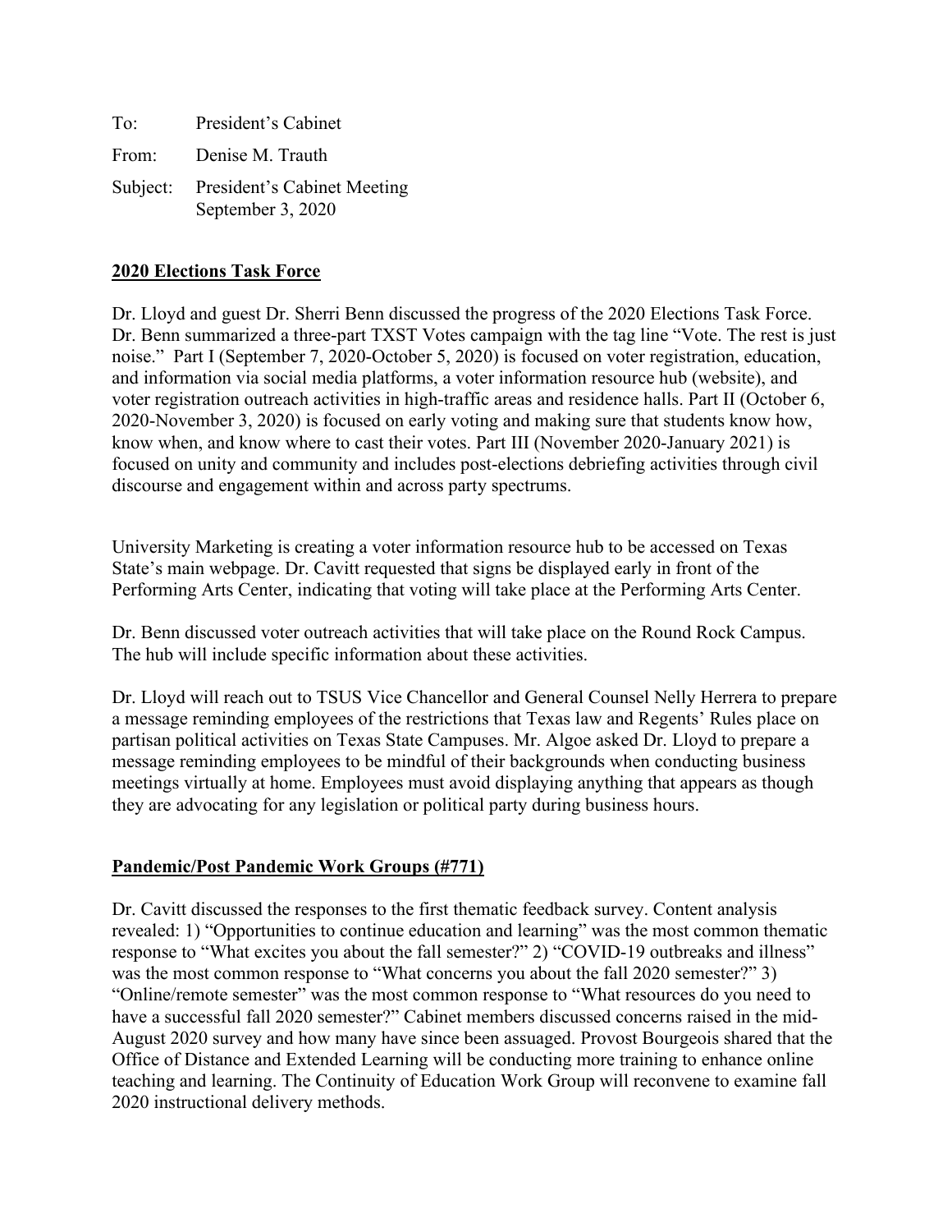To: President's Cabinet

From: Denise M. Trauth

Subject: President's Cabinet Meeting
September 3, 2020

**2020 Elections Task Force**

Dr. Lloyd and guest Dr. Sherri Benn discussed the progress of the 2020 Elections Task Force. Dr. Benn summarized a three-part TXST Votes campaign with the tag line "Vote. The rest is just noise." Part I (September 7, 2020-October 5, 2020) is focused on voter registration, education, and information via social media platforms, a voter information resource hub (website), and voter registration outreach activities in high-traffic areas and residence halls. Part II (October 6, 2020-November 3, 2020) is focused on early voting and making sure that students know how, know when, and know where to cast their votes. Part III (November 2020-January 2021) is focused on unity and community and includes post-elections debriefing activities through civil discourse and engagement within and across party spectrums.

University Marketing is creating a voter information resource hub to be accessed on Texas State's main webpage. Dr. Cavitt requested that signs be displayed early in front of the Performing Arts Center, indicating that voting will take place at the Performing Arts Center.

Dr. Benn discussed voter outreach activities that will take place on the Round Rock Campus. The hub will include specific information about these activities.

Dr. Lloyd will reach out to TSUS Vice Chancellor and General Counsel Nelly Herrera to prepare a message reminding employees of the restrictions that Texas law and Regents' Rules place on partisan political activities on Texas State Campuses. Mr. Algoe asked Dr. Lloyd to prepare a message reminding employees to be mindful of their backgrounds when conducting business meetings virtually at home. Employees must avoid displaying anything that appears as though they are advocating for any legislation or political party during business hours.

**Pandemic/Post Pandemic Work Groups (#771)**

Dr. Cavitt discussed the responses to the first thematic feedback survey. Content analysis revealed: 1) "Opportunities to continue education and learning" was the most common thematic response to "What excites you about the fall semester?" 2) "COVID-19 outbreaks and illness" was the most common response to "What concerns you about the fall 2020 semester?" 3) "Online/remote semester" was the most common response to "What resources do you need to have a successful fall 2020 semester?" Cabinet members discussed concerns raised in the mid-August 2020 survey and how many have since been assuaged. Provost Bourgeois shared that the Office of Distance and Extended Learning will be conducting more training to enhance online teaching and learning. The Continuity of Education Work Group will reconvene to examine fall 2020 instructional delivery methods.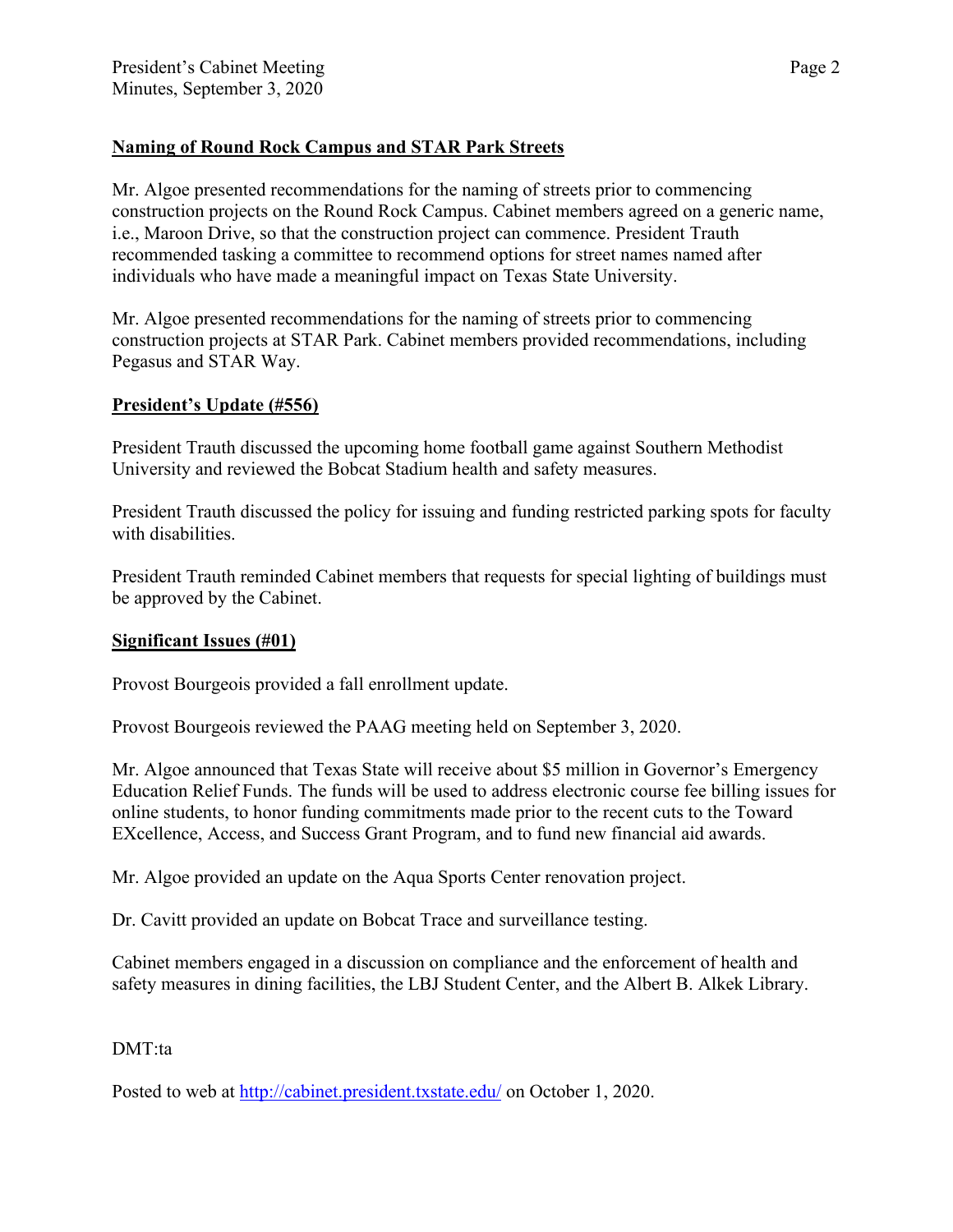**Naming of Round Rock Campus and STAR Park Streets**

Mr. Algoe presented recommendations for the naming of streets prior to commencing construction projects on the Round Rock Campus. Cabinet members agreed on a generic name, i.e., Maroon Drive, so that the construction project can commence. President Trauth recommended tasking a committee to recommend options for street names named after individuals who have made a meaningful impact on Texas State University.

Mr. Algoe presented recommendations for the naming of streets prior to commencing construction projects at STAR Park. Cabinet members provided recommendations, including Pegasus and STAR Way.

**President's Update (#556)**

President Trauth discussed the upcoming home football game against Southern Methodist University and reviewed the Bobcat Stadium health and safety measures.

President Trauth discussed the policy for issuing and funding restricted parking spots for faculty with disabilities.

President Trauth reminded Cabinet members that requests for special lighting of buildings must be approved by the Cabinet.

**Significant Issues (#01)**

Provost Bourgeois provided a fall enrollment update.

Provost Bourgeois reviewed the PAAG meeting held on September 3, 2020.

Mr. Algoe announced that Texas State will receive about $5 million in Governor's Emergency Education Relief Funds. The funds will be used to address electronic course fee billing issues for online students, to honor funding commitments made prior to the recent cuts to the Toward EXcellence, Access, and Success Grant Program, and to fund new financial aid awards.

Mr. Algoe provided an update on the Aqua Sports Center renovation project.

Dr. Cavitt provided an update on Bobcat Trace and surveillance testing.

Cabinet members engaged in a discussion on compliance and the enforcement of health and safety measures in dining facilities, the LBJ Student Center, and the Albert B. Alkek Library.

DMT:ta

Posted to web at http://cabinet.president.txstate.edu/ on October 1, 2020.